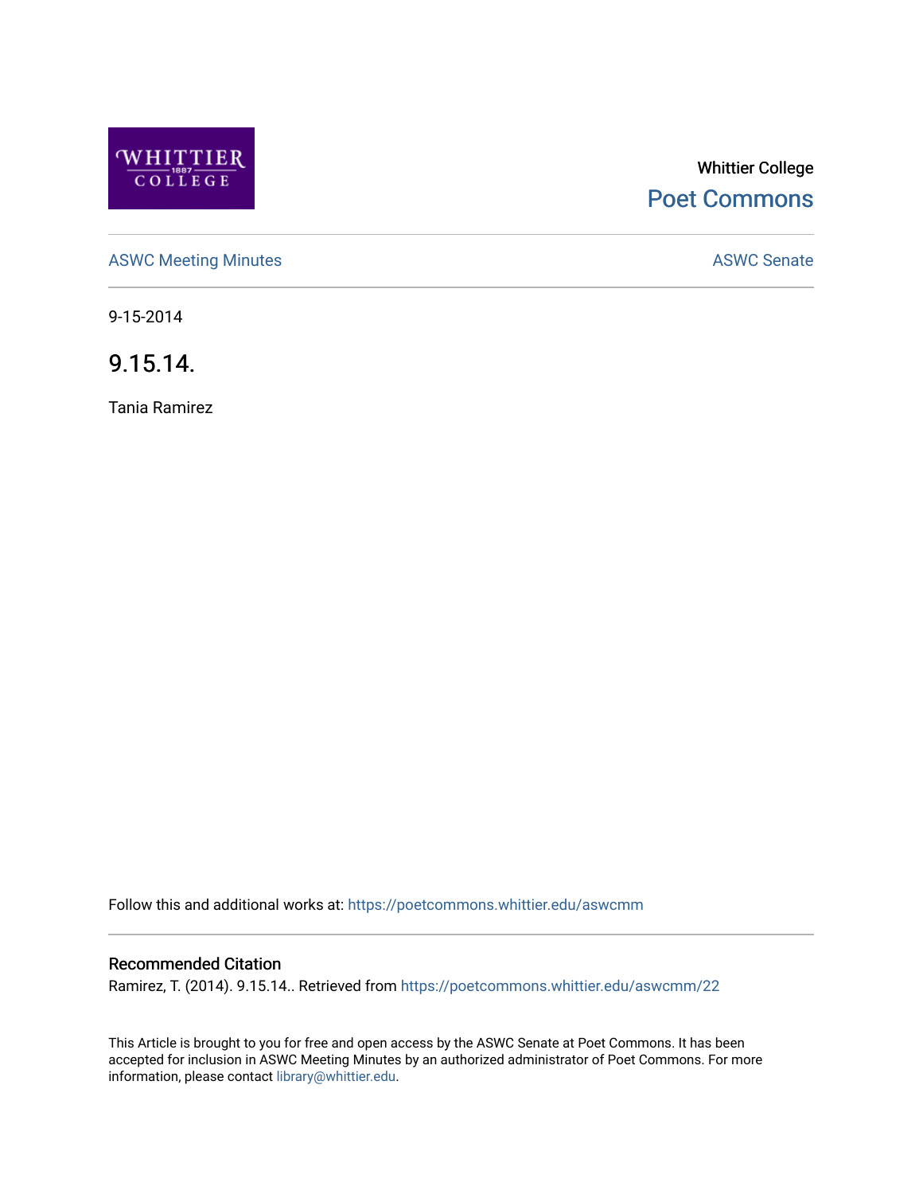Whittier College

Poet Commons

ASWC Meeting Minutes

ASWC Senate

9-15-2014

# 9.15.14.

Tania Ramirez

Follow this and additional works at: https://poetcommons.whittier.edu/aswcmm

## Recommended Citation

Ramirez, T. (2014). 9.15.14.. Retrieved from https://poetcommons.whittier.edu/aswcmm/22

This Article is brought to you for free and open access by the ASWC Senate at Poet Commons. It has been accepted for inclusion in ASWC Meeting Minutes by an authorized administrator of Poet Commons. For more information, please contact library@whittier.edu.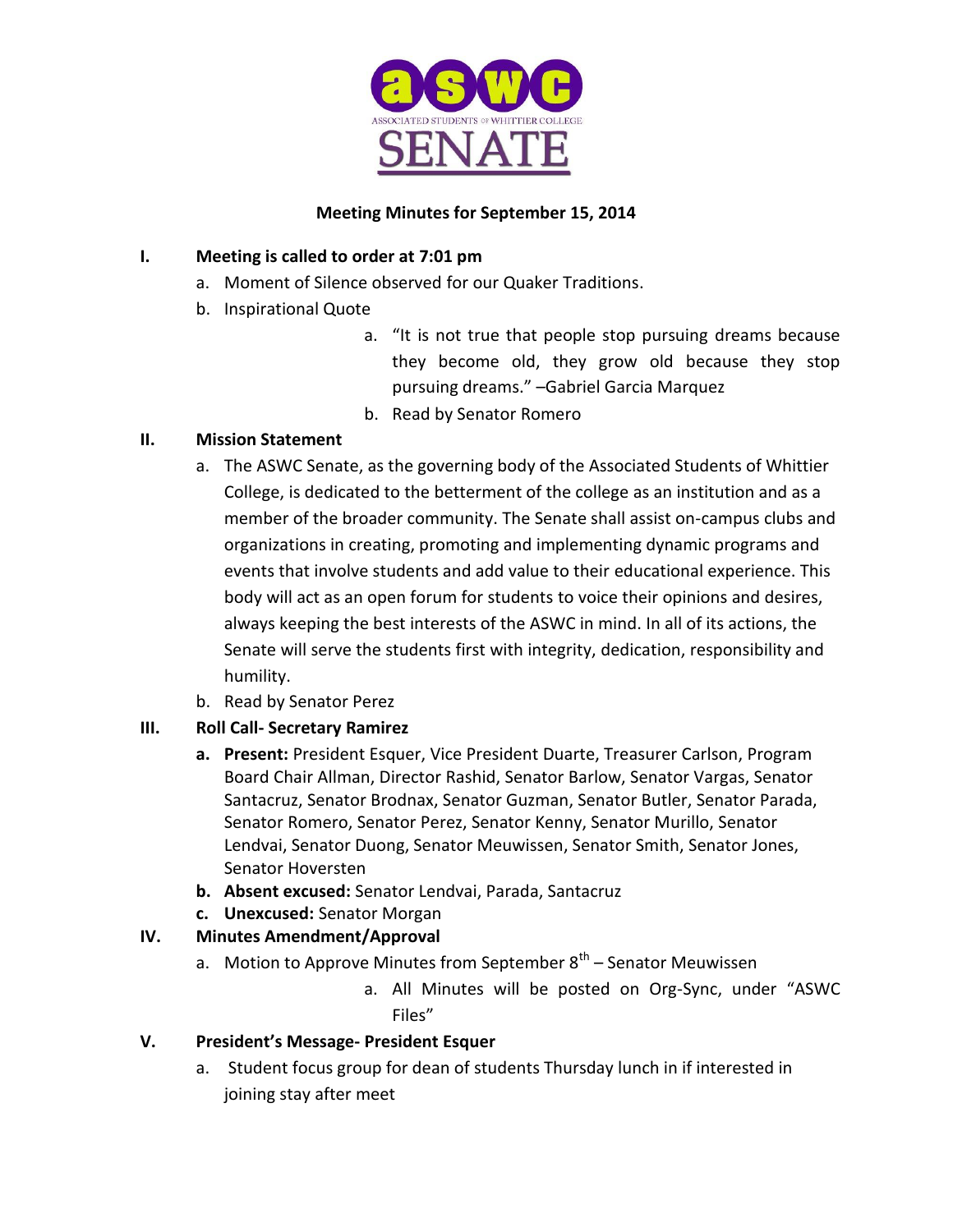**Meeting Minutes for September 15, 2014**

I. **Meeting is called to order at 7:01 pm**
   a. Moment of Silence observed for our Quaker Traditions.
   b. Inspirational Quote
      a. "It is not true that people stop pursuing dreams because they become old, they grow old because they stop pursuing dreams." –Gabriel Garcia Marquez
      b. Read by Senator Romero

II. **Mission Statement**
   a. The ASWC Senate, as the governing body of the Associated Students of Whittier College, is dedicated to the betterment of the college as an institution and as a member of the broader community. The Senate shall assist on-campus clubs and organizations in creating, promoting and implementing dynamic programs and events that involve students and add value to their educational experience. This body will act as an open forum for students to voice their opinions and desires, always keeping the best interests of the ASWC in mind. In all of its actions, the Senate will serve the students first with integrity, dedication, responsibility and humility.
   b. Read by Senator Perez

III. **Roll Call- Secretary Ramirez**
   a. **Present:** President Esquer, Vice President Duarte, Treasurer Carlson, Program Board Chair Allman, Director Rashid, Senator Barlow, Senator Vargas, Senator Santacruz, Senator Brodnax, Senator Guzman, Senator Butler, Senator Parada, Senator Romero, Senator Perez, Senator Kenny, Senator Murillo, Senator Lendvai, Senator Duong, Senator Meuwissen, Senator Smith, Senator Jones, Senator Hoversten
   b. **Absent excused:** Senator Lendvai, Parada, Santacruz
   c. **Unexcused:** Senator Morgan

IV. **Minutes Amendment/Approval**
   a. Motion to Approve Minutes from September 8th – Senator Meuwissen
      a. All Minutes will be posted on Org-Sync, under "ASWC Files"

V. **President's Message- President Esquer**
   a. Student focus group for dean of students Thursday lunch in if interested in joining stay after meet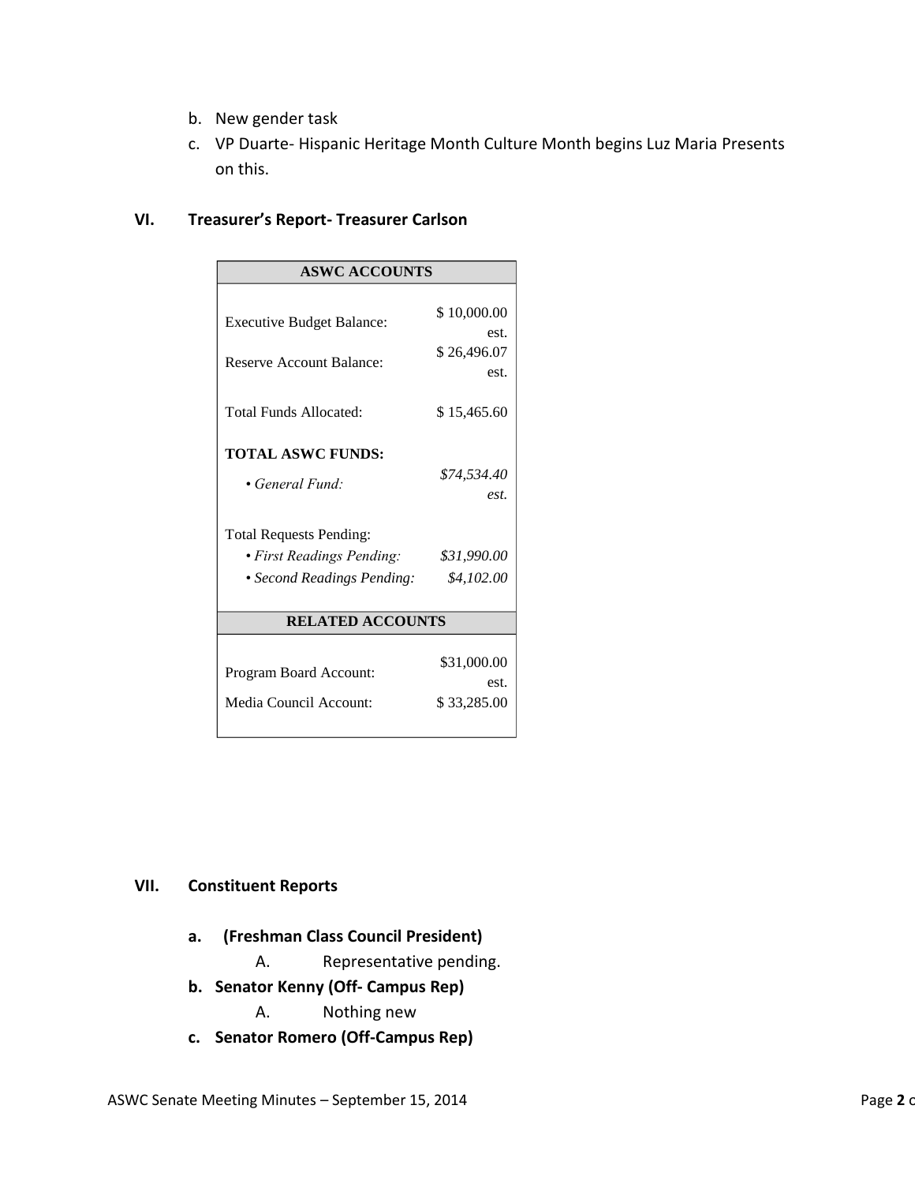b. New gender task
c. VP Duarte- Hispanic Heritage Month Culture Month begins Luz Maria Presents on this.

## VI. Treasurer's Report- Treasurer Carlson

| ASWC ACCOUNTS | |
|---|---|
| Executive Budget Balance: | $ 10,000.00 est. |
| Reserve Account Balance: | $ 26,496.07 est. |
| Total Funds Allocated: | $ 15,465.60 |
| **TOTAL ASWC FUNDS:** | |
| • *General Fund:* | *$74,534.40 est.* |
| Total Requests Pending: | |
| • *First Readings Pending:* | *$31,990.00* |
| • *Second Readings Pending:* | *$4,102.00* |
| **RELATED ACCOUNTS** | |
| Program Board Account: | $31,000.00 est. |
| Media Council Account: | $ 33,285.00 |

## VII. Constituent Reports

**a. (Freshman Class Council President)**

A. Representative pending.

**b. Senator Kenny (Off- Campus Rep)**

A. Nothing new

**c. Senator Romero (Off-Campus Rep)**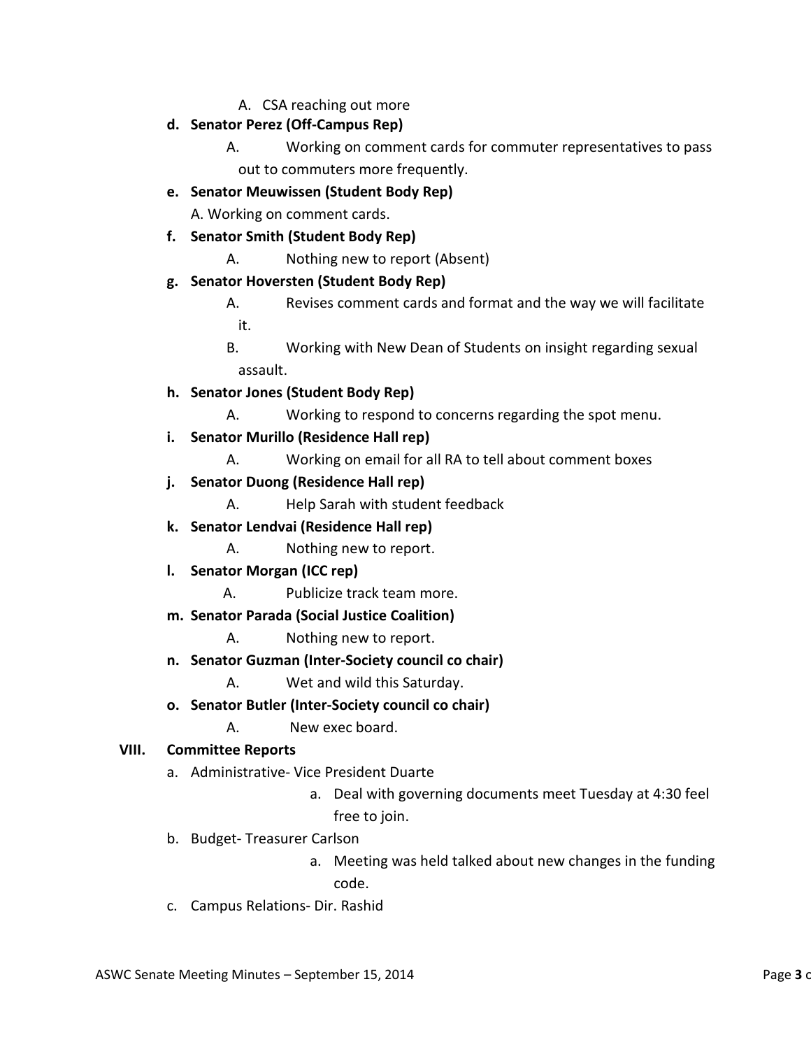- A. CSA reaching out more

- **d. Senator Perez (Off-Campus Rep)**
  - A. Working on comment cards for commuter representatives to pass out to commuters more frequently.
- **e. Senator Meuwissen (Student Body Rep)**
  - A. Working on comment cards.
- **f. Senator Smith (Student Body Rep)**
  - A. Nothing new to report (Absent)
- **g. Senator Hoversten (Student Body Rep)**
  - A. Revises comment cards and format and the way we will facilitate it.
  - B. Working with New Dean of Students on insight regarding sexual assault.
- **h. Senator Jones (Student Body Rep)**
  - A. Working to respond to concerns regarding the spot menu.
- **i. Senator Murillo (Residence Hall rep)**
  - A. Working on email for all RA to tell about comment boxes
- **j. Senator Duong (Residence Hall rep)**
  - A. Help Sarah with student feedback
- **k. Senator Lendvai (Residence Hall rep)**
  - A. Nothing new to report.
- **l. Senator Morgan (ICC rep)**
  - A. Publicize track team more.
- **m. Senator Parada (Social Justice Coalition)**
  - A. Nothing new to report.
- **n. Senator Guzman (Inter-Society council co chair)**
  - A. Wet and wild this Saturday.
- **o. Senator Butler (Inter-Society council co chair)**
  - A. New exec board.

**VIII. Committee Reports**

- a. Administrative- Vice President Duarte
  - a. Deal with governing documents meet Tuesday at 4:30 feel free to join.
- b. Budget- Treasurer Carlson
  - a. Meeting was held talked about new changes in the funding code.
- c. Campus Relations- Dir. Rashid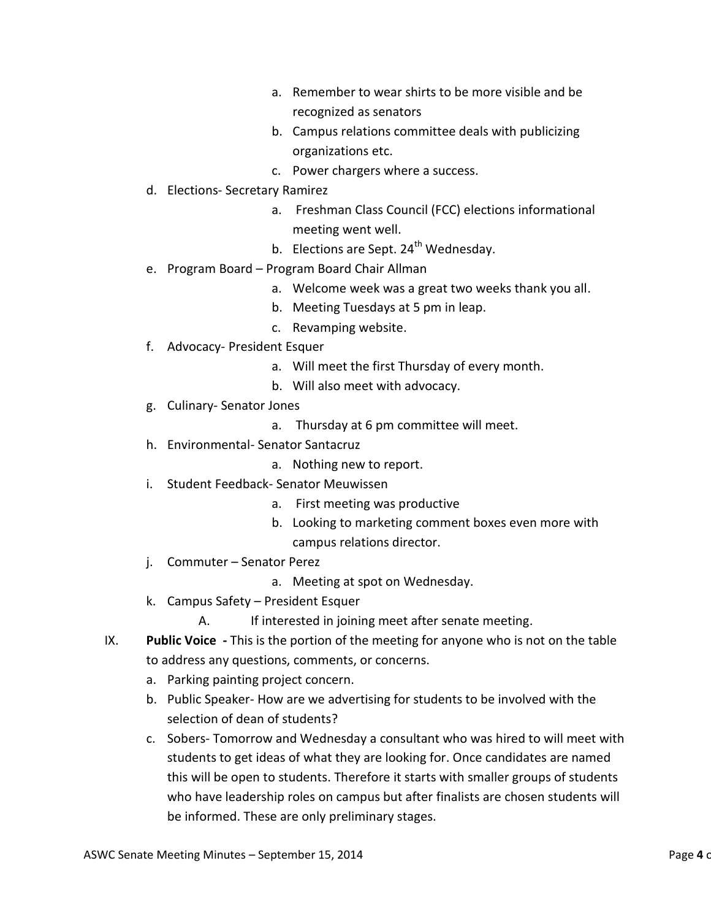a. Remember to wear shirts to be more visible and be recognized as senators
  b. Campus relations committee deals with publicizing organizations etc.
  c. Power chargers where a success.

d. Elections- Secretary Ramirez
  a. Freshman Class Council (FCC) elections informational meeting went well.
  b. Elections are Sept. 24th Wednesday.

e. Program Board – Program Board Chair Allman
  a. Welcome week was a great two weeks thank you all.
  b. Meeting Tuesdays at 5 pm in leap.
  c. Revamping website.

f. Advocacy- President Esquer
  a. Will meet the first Thursday of every month.
  b. Will also meet with advocacy.

g. Culinary- Senator Jones
  a. Thursday at 6 pm committee will meet.

h. Environmental- Senator Santacruz
  a. Nothing new to report.

i. Student Feedback- Senator Meuwissen
  a. First meeting was productive
  b. Looking to marketing comment boxes even more with campus relations director.

j. Commuter – Senator Perez
  a. Meeting at spot on Wednesday.

k. Campus Safety – President Esquer
  A. If interested in joining meet after senate meeting.

IX. **Public Voice -** This is the portion of the meeting for anyone who is not on the table to address any questions, comments, or concerns.

a. Parking painting project concern.

b. Public Speaker- How are we advertising for students to be involved with the selection of dean of students?

c. Sobers- Tomorrow and Wednesday a consultant who was hired to will meet with students to get ideas of what they are looking for. Once candidates are named this will be open to students. Therefore it starts with smaller groups of students who have leadership roles on campus but after finalists are chosen students will be informed. These are only preliminary stages.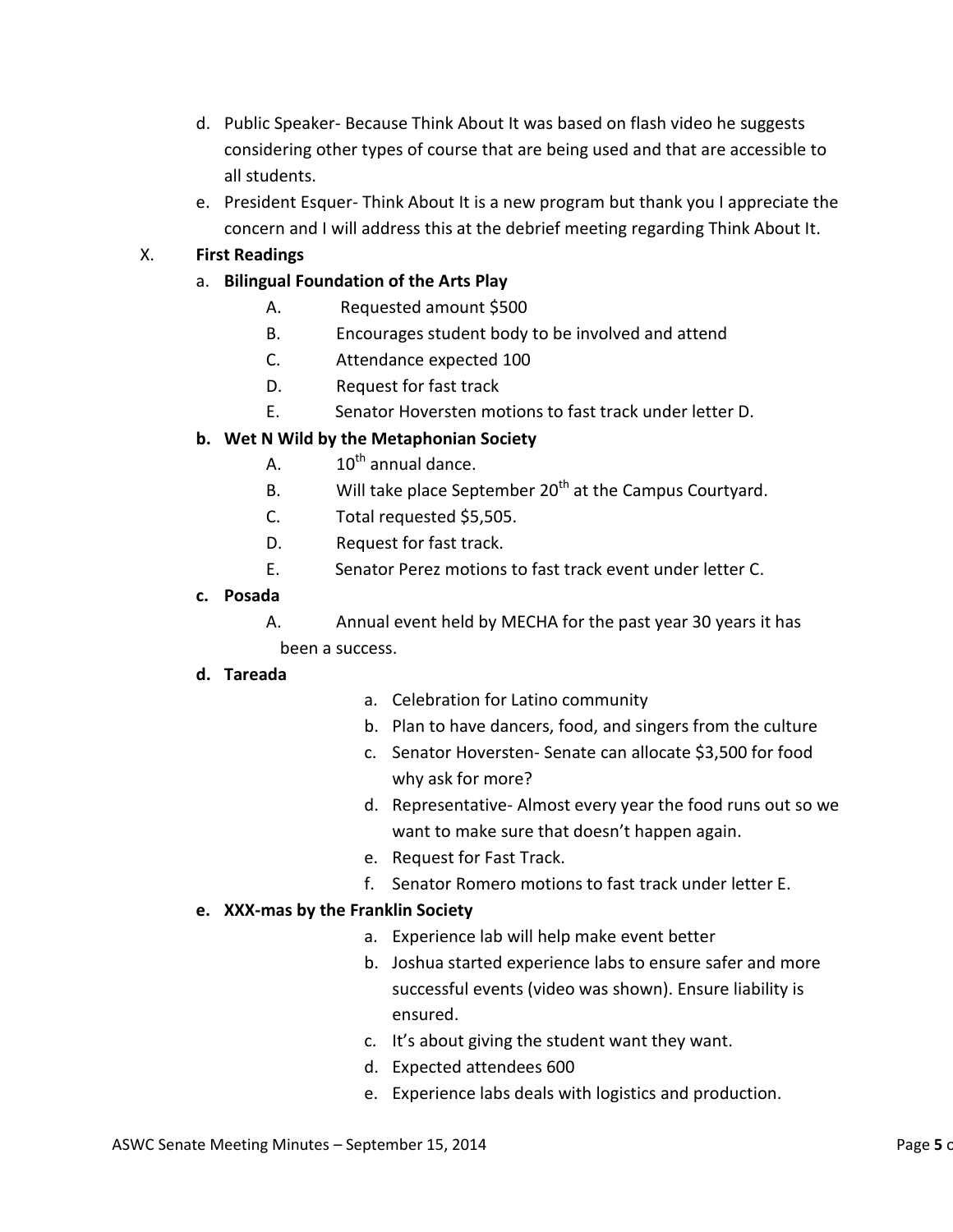d. Public Speaker- Because Think About It was based on flash video he suggests considering other types of course that are being used and that are accessible to all students.

e. President Esquer- Think About It is a new program but thank you I appreciate the concern and I will address this at the debrief meeting regarding Think About It.

X. **First Readings**

a. **Bilingual Foundation of the Arts Play**

   A. Requested amount $500

   B. Encourages student body to be involved and attend

   C. Attendance expected 100

   D. Request for fast track

   E. Senator Hoversten motions to fast track under letter D.

**b. Wet N Wild by the Metaphonian Society**

   A. 10th annual dance.

   B. Will take place September 20th at the Campus Courtyard.

   C. Total requested $5,505.

   D. Request for fast track.

   E. Senator Perez motions to fast track event under letter C.

**c. Posada**

   A. Annual event held by MECHA for the past year 30 years it has been a success.

**d. Tareada**

   a. Celebration for Latino community

   b. Plan to have dancers, food, and singers from the culture

   c. Senator Hoversten- Senate can allocate $3,500 for food why ask for more?

   d. Representative- Almost every year the food runs out so we want to make sure that doesn't happen again.

   e. Request for Fast Track.

   f. Senator Romero motions to fast track under letter E.

**e. XXX-mas by the Franklin Society**

   a. Experience lab will help make event better

   b. Joshua started experience labs to ensure safer and more successful events (video was shown). Ensure liability is ensured.

   c. It's about giving the student want they want.

   d. Expected attendees 600

   e. Experience labs deals with logistics and production.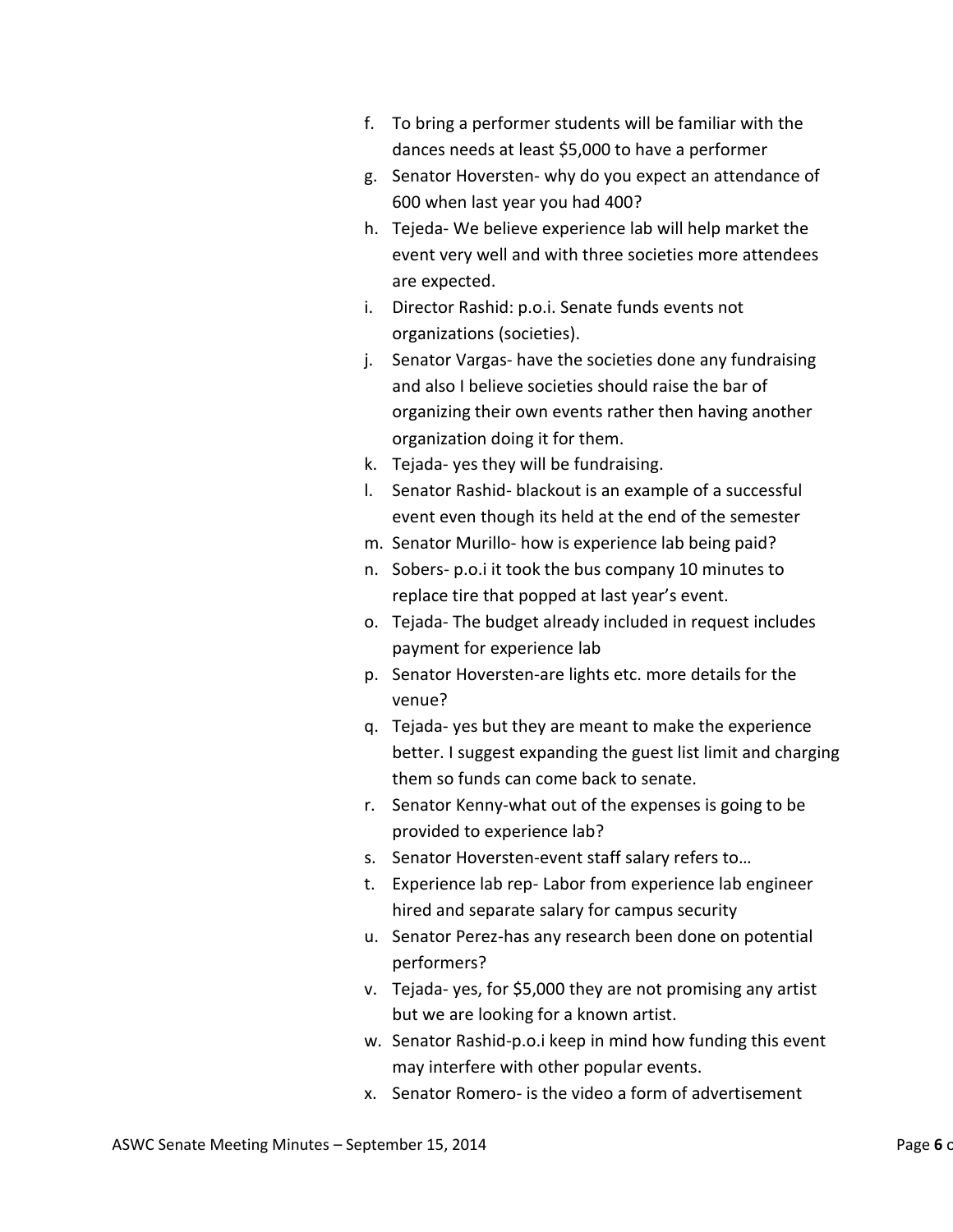f. To bring a performer students will be familiar with the dances needs at least $5,000 to have a performer
g. Senator Hoversten- why do you expect an attendance of 600 when last year you had 400?
h. Tejeda- We believe experience lab will help market the event very well and with three societies more attendees are expected.
i. Director Rashid: p.o.i. Senate funds events not organizations (societies).
j. Senator Vargas- have the societies done any fundraising and also I believe societies should raise the bar of organizing their own events rather then having another organization doing it for them.
k. Tejeda- yes they will be fundraising.
l. Senator Rashid- blackout is an example of a successful event even though its held at the end of the semester
m. Senator Murillo- how is experience lab being paid?
n. Sobers- p.o.i it took the bus company 10 minutes to replace tire that popped at last year's event.
o. Tejeda- The budget already included in request includes payment for experience lab
p. Senator Hoversten-are lights etc. more details for the venue?
q. Tejeda- yes but they are meant to make the experience better. I suggest expanding the guest list limit and charging them so funds can come back to senate.
r. Senator Kenny-what out of the expenses is going to be provided to experience lab?
s. Senator Hoversten-event staff salary refers to…
t. Experience lab rep- Labor from experience lab engineer hired and separate salary for campus security
u. Senator Perez-has any research been done on potential performers?
v. Tejeda- yes, for $5,000 they are not promising any artist but we are looking for a known artist.
w. Senator Rashid-p.o.i keep in mind how funding this event may interfere with other popular events.
x. Senator Romero- is the video a form of advertisement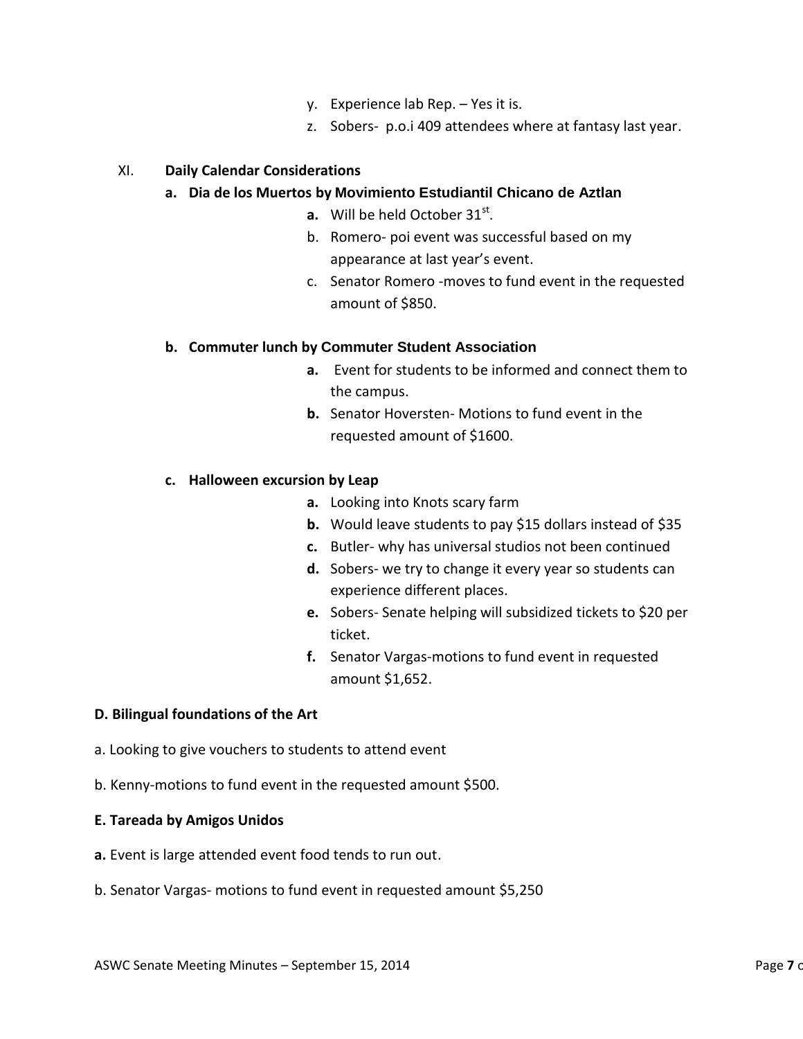y. Experience lab Rep. – Yes it is.

z. Sobers- p.o.i 409 attendees where at fantasy last year.

XI. **Daily Calendar Considerations**

**a. Dia de los Muertos by Movimiento Estudiantil Chicano de Aztlan**

**a.** Will be held October 31st.

b. Romero- poi event was successful based on my appearance at last year's event.

c. Senator Romero -moves to fund event in the requested amount of $850.

**b. Commuter lunch by Commuter Student Association**

**a.** Event for students to be informed and connect them to the campus.

**b.** Senator Hoversten- Motions to fund event in the requested amount of $1600.

**c. Halloween excursion by Leap**

**a.** Looking into Knots scary farm

**b.** Would leave students to pay $15 dollars instead of $35

**c.** Butler- why has universal studios not been continued

**d.** Sobers- we try to change it every year so students can experience different places.

**e.** Sobers- Senate helping will subsidized tickets to $20 per ticket.

**f.** Senator Vargas-motions to fund event in requested amount $1,652.

**D. Bilingual foundations of the Art**

a. Looking to give vouchers to students to attend event

b. Kenny-motions to fund event in the requested amount $500.

**E. Tareada by Amigos Unidos**

**a.** Event is large attended event food tends to run out.

b. Senator Vargas- motions to fund event in requested amount $5,250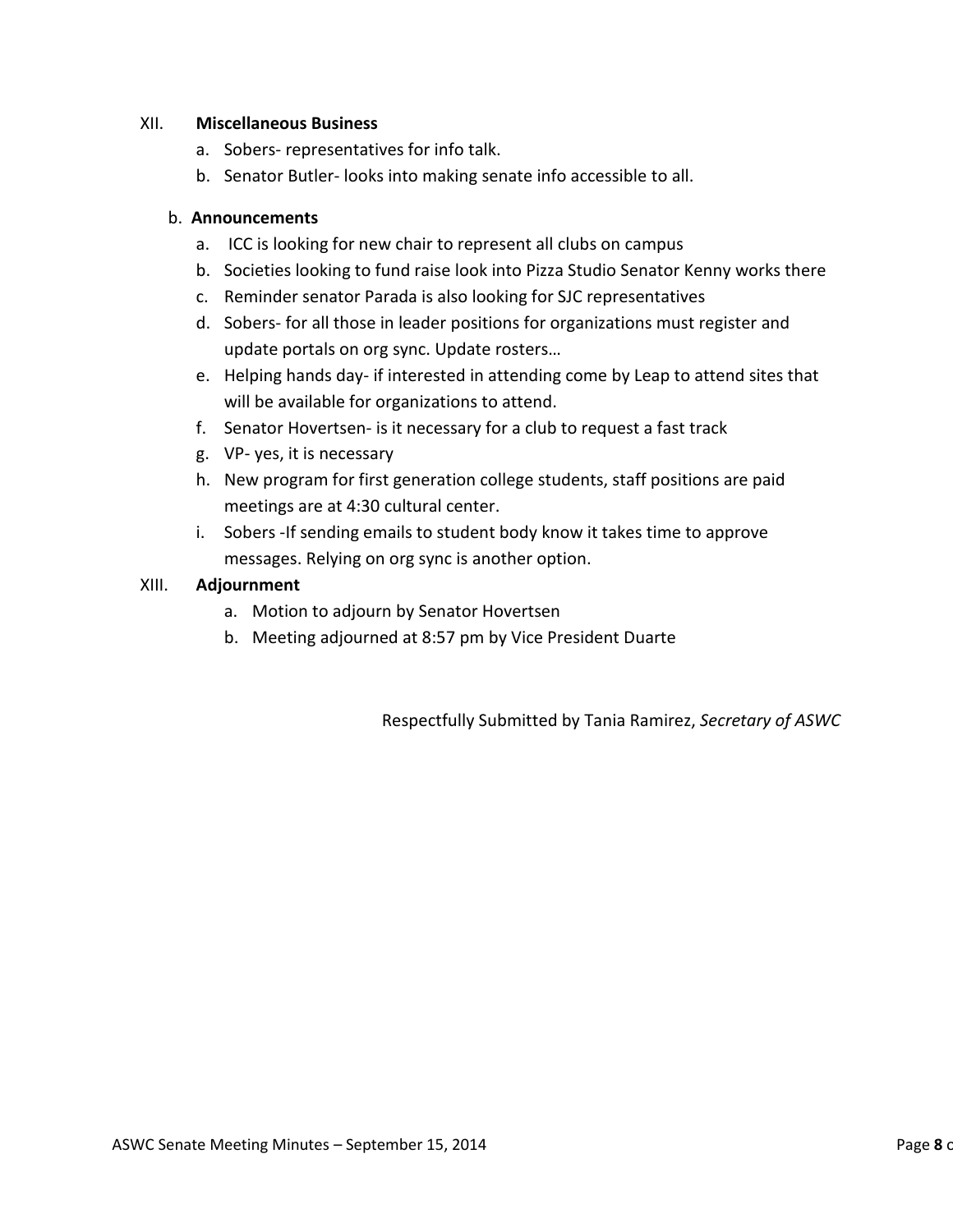XII. **Miscellaneous Business**

a. Sobers- representatives for info talk.
b. Senator Butler- looks into making senate info accessible to all.

b. **Announcements**

a. ICC is looking for new chair to represent all clubs on campus
b. Societies looking to fund raise look into Pizza Studio Senator Kenny works there
c. Reminder senator Parada is also looking for SJC representatives
d. Sobers- for all those in leader positions for organizations must register and update portals on org sync. Update rosters…
e. Helping hands day- if interested in attending come by Leap to attend sites that will be available for organizations to attend.
f. Senator Hovertsen- is it necessary for a club to request a fast track
g. VP- yes, it is necessary
h. New program for first generation college students, staff positions are paid meetings are at 4:30 cultural center.
i. Sobers -If sending emails to student body know it takes time to approve messages. Relying on org sync is another option.

XIII. **Adjournment**

a. Motion to adjourn by Senator Hovertsen
b. Meeting adjourned at 8:57 pm by Vice President Duarte

Respectfully Submitted by Tania Ramirez, *Secretary of ASWC*